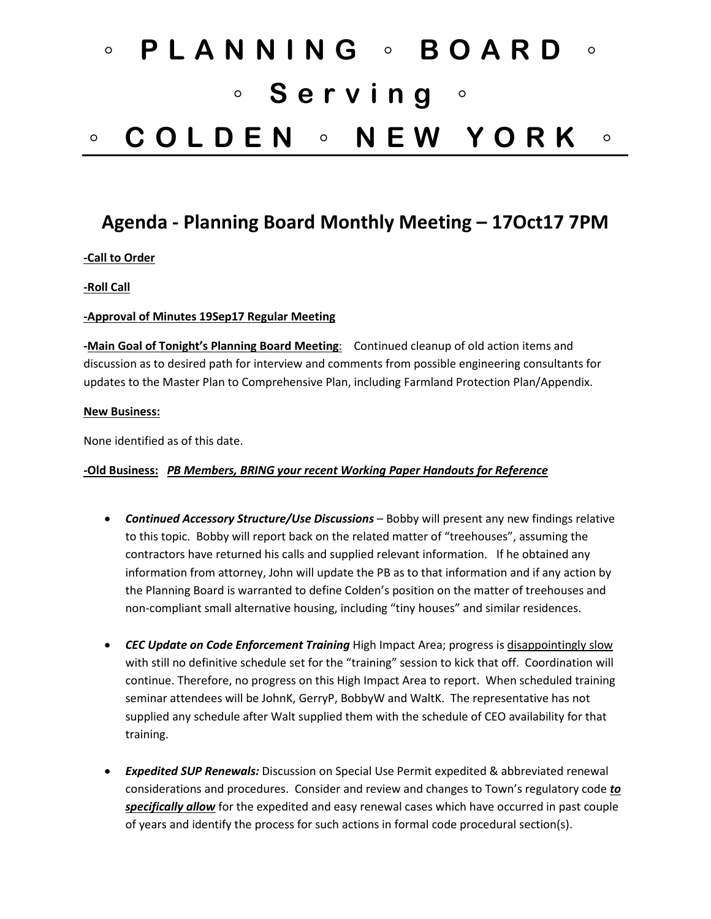# ◦ PLANNING ◦ BOARD ◦
# ◦ Serving ◦
# ◦ COLDEN ◦ NEW YORK ◦

## Agenda - Planning Board Monthly Meeting – 17Oct17 7PM

**-Call to Order**

**-Roll Call**

**-Approval of Minutes 19Sep17 Regular Meeting**

**-Main Goal of Tonight's Planning Board Meeting**: Continued cleanup of old action items and discussion as to desired path for interview and comments from possible engineering consultants for updates to the Master Plan to Comprehensive Plan, including Farmland Protection Plan/Appendix.

**New Business:**

None identified as of this date.

**-Old Business:** ***PB Members, BRING your recent Working Paper Handouts for Reference***

- ***Continued Accessory Structure/Use Discussions*** – Bobby will present any new findings relative to this topic. Bobby will report back on the related matter of "treehouses", assuming the contractors have returned his calls and supplied relevant information. If he obtained any information from attorney, John will update the PB as to that information and if any action by the Planning Board is warranted to define Colden's position on the matter of treehouses and non-compliant small alternative housing, including "tiny houses" and similar residences.

- ***CEC Update on Code Enforcement Training*** High Impact Area; progress is disappointingly slow with still no definitive schedule set for the "training" session to kick that off. Coordination will continue. Therefore, no progress on this High Impact Area to report. When scheduled training seminar attendees will be JohnK, GerryP, BobbyW and WaltK. The representative has not supplied any schedule after Walt supplied them with the schedule of CEO availability for that training.

- ***Expedited SUP Renewals:*** Discussion on Special Use Permit expedited & abbreviated renewal considerations and procedures. Consider and review and changes to Town's regulatory code ***to specifically allow*** for the expedited and easy renewal cases which have occurred in past couple of years and identify the process for such actions in formal code procedural section(s).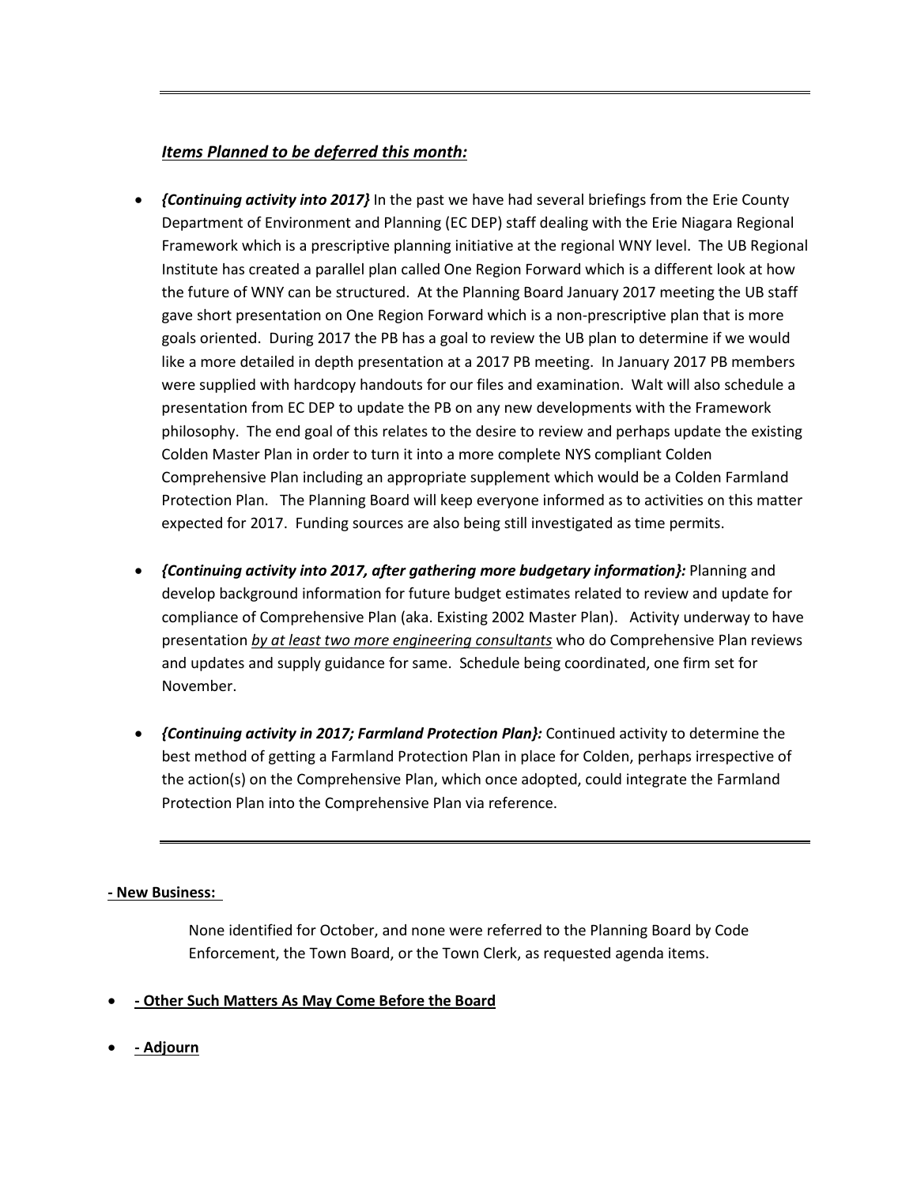---

***Items Planned to be deferred this month:***

- ***{Continuing activity into 2017}*** In the past we have had several briefings from the Erie County Department of Environment and Planning (EC DEP) staff dealing with the Erie Niagara Regional Framework which is a prescriptive planning initiative at the regional WNY level. The UB Regional Institute has created a parallel plan called One Region Forward which is a different look at how the future of WNY can be structured. At the Planning Board January 2017 meeting the UB staff gave short presentation on One Region Forward which is a non-prescriptive plan that is more goals oriented. During 2017 the PB has a goal to review the UB plan to determine if we would like a more detailed in depth presentation at a 2017 PB meeting. In January 2017 PB members were supplied with hardcopy handouts for our files and examination. Walt will also schedule a presentation from EC DEP to update the PB on any new developments with the Framework philosophy. The end goal of this relates to the desire to review and perhaps update the existing Colden Master Plan in order to turn it into a more complete NYS compliant Colden Comprehensive Plan including an appropriate supplement which would be a Colden Farmland Protection Plan. The Planning Board will keep everyone informed as to activities on this matter expected for 2017. Funding sources are also being still investigated as time permits.

- ***{Continuing activity into 2017, after gathering more budgetary information}:*** Planning and develop background information for future budget estimates related to review and update for compliance of Comprehensive Plan (aka. Existing 2002 Master Plan). Activity underway to have presentation <u>*by at least two more engineering consultants*</u> who do Comprehensive Plan reviews and updates and supply guidance for same. Schedule being coordinated, one firm set for November.

- ***{Continuing activity in 2017; Farmland Protection Plan}:*** Continued activity to determine the best method of getting a Farmland Protection Plan in place for Colden, perhaps irrespective of the action(s) on the Comprehensive Plan, which once adopted, could integrate the Farmland Protection Plan into the Comprehensive Plan via reference.

---

**<u>- New Business:</u>**

None identified for October, and none were referred to the Planning Board by Code Enforcement, the Town Board, or the Town Clerk, as requested agenda items.

- **<u>- Other Such Matters As May Come Before the Board</u>**

- **<u>- Adjourn</u>**